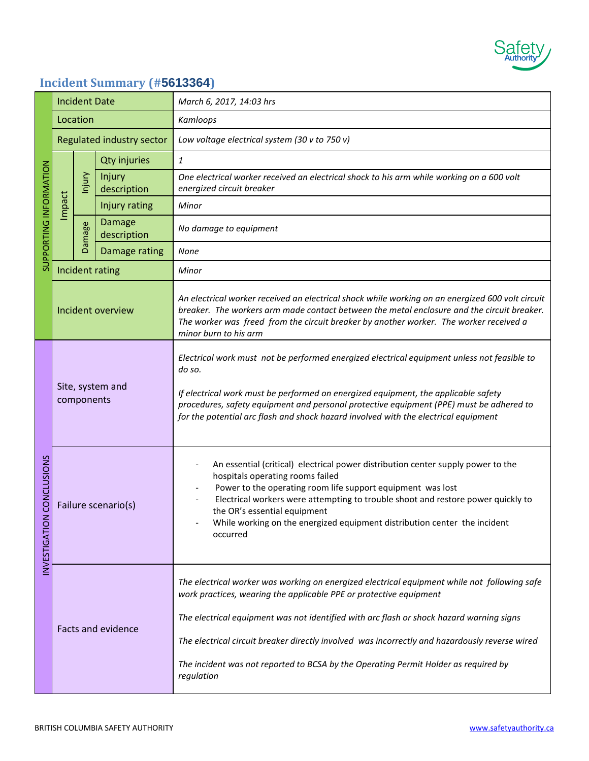## Incident Summary (#5613364)

| | | | | |
|---|---|---|---|---|
| SUPPORTING INFORMATION | Incident Date | | | *March 6, 2017, 14:03 hrs* |
| | Location | | | *Kamloops* |
| | Regulated industry sector | | | *Low voltage electrical system (30 v to 750 v)* |
| | Impact | Injury | Qty injuries | *1* |
| | | | Injury description | *One electrical worker received an electrical shock to his arm while working on a 600 volt energized circuit breaker* |
| | | | Injury rating | *Minor* |
| | | Damage | Damage description | *No damage to equipment* |
| | | | Damage rating | *None* |
| | Incident rating | | | *Minor* |
| | Incident overview | | | *An electrical worker received an electrical shock while working on an energized 600 volt circuit breaker. The workers arm made contact between the metal enclosure and the circuit breaker. The worker was freed from the circuit breaker by another worker. The worker received a minor burn to his arm* |
| INVESTIGATION CONCLUSIONS | Site, system and components | | | *Electrical work must not be performed energized electrical equipment unless not feasible to do so.*<br><br>*If electrical work must be performed on energized equipment, the applicable safety procedures, safety equipment and personal protective equipment (PPE) must be adhered to for the potential arc flash and shock hazard involved with the electrical equipment* |
| | Failure scenario(s) | | | - An essential (critical) electrical power distribution center supply power to the hospitals operating rooms failed<br>- Power to the operating room life support equipment was lost<br>- Electrical workers were attempting to trouble shoot and restore power quickly to the OR's essential equipment<br>- While working on the energized equipment distribution center the incident occurred |
| | Facts and evidence | | | *The electrical worker was working on energized electrical equipment while not following safe work practices, wearing the applicable PPE or protective equipment*<br><br>*The electrical equipment was not identified with arc flash or shock hazard warning signs*<br><br>*The electrical circuit breaker directly involved was incorrectly and hazardously reverse wired*<br><br>*The incident was not reported to BCSA by the Operating Permit Holder as required by regulation* |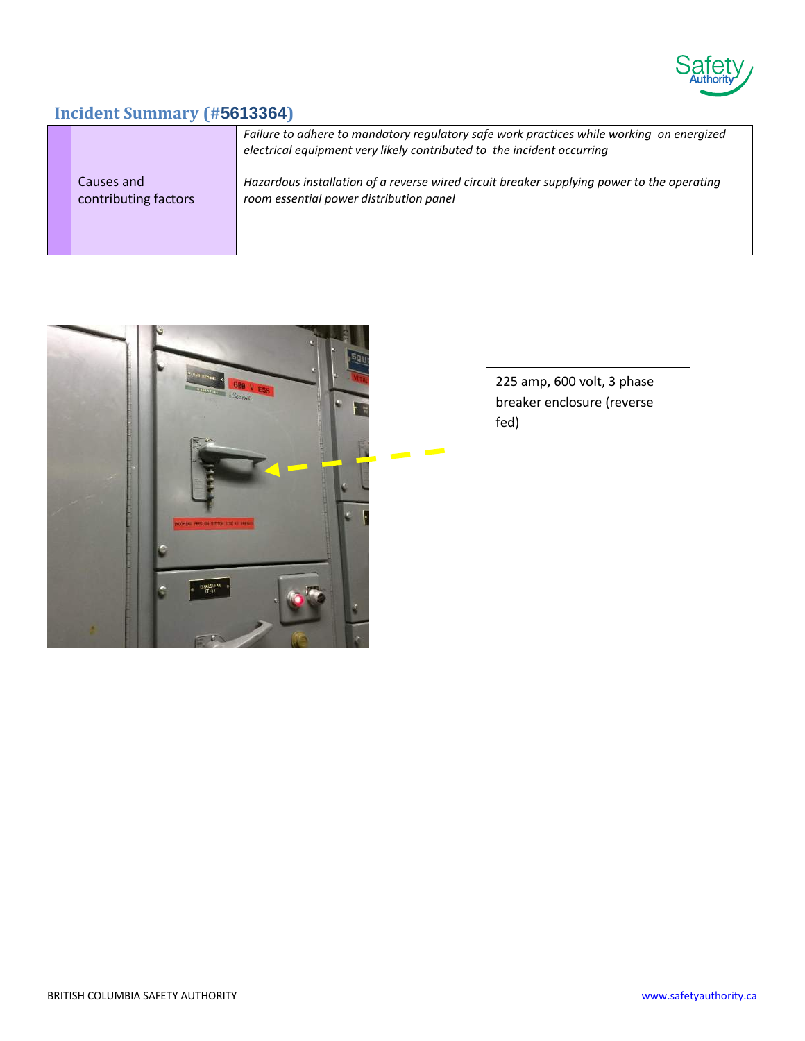## Incident Summary (#5613364)

| Causes and contributing factors | *Failure to adhere to mandatory regulatory safe work practices while working on energized electrical equipment very likely contributed to the incident occurring*<br><br>*Hazardous installation of a reverse wired circuit breaker supplying power to the operating room essential power distribution panel* |
|---|---|

225 amp, 600 volt, 3 phase breaker enclosure (reverse fed)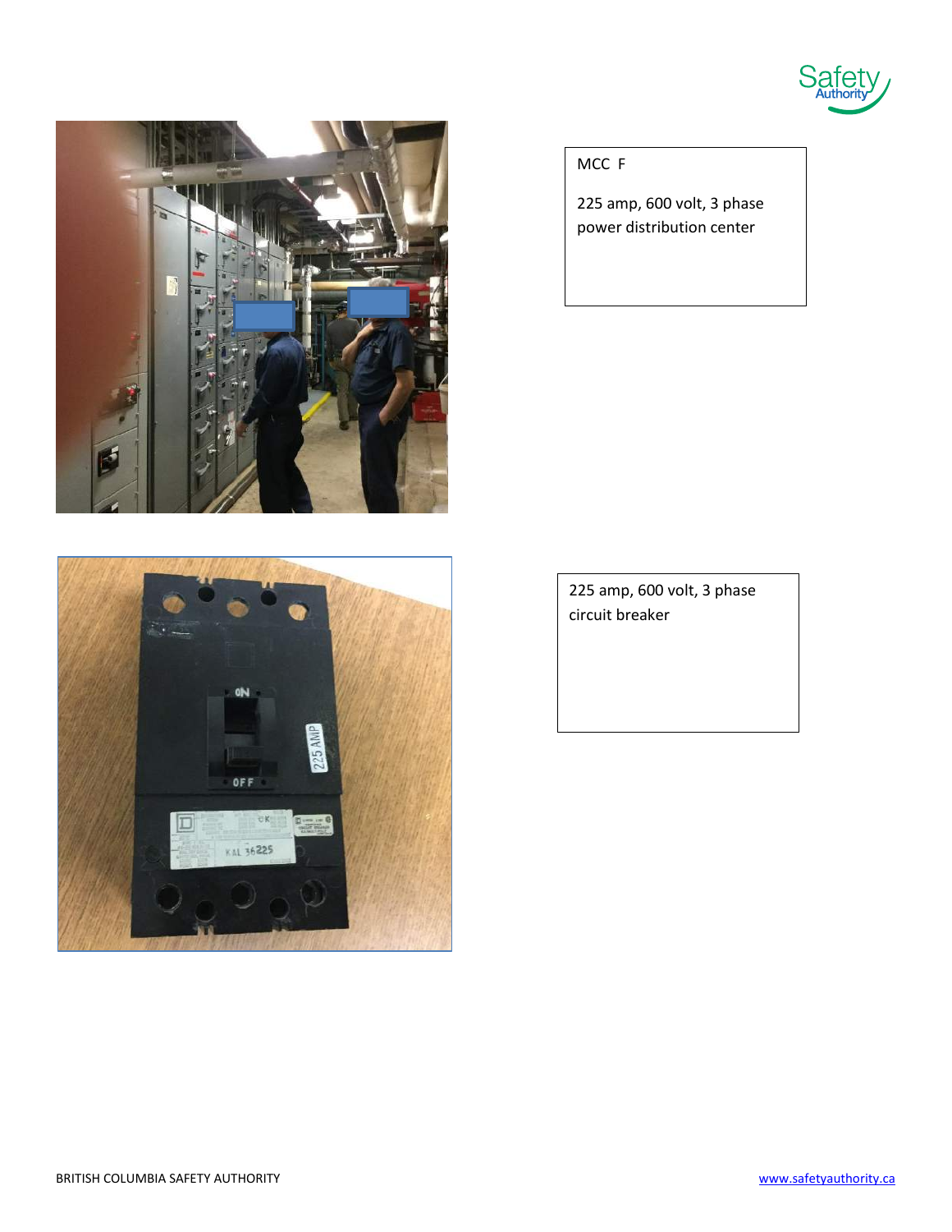MCC F

225 amp, 600 volt, 3 phase power distribution center

225 amp, 600 volt, 3 phase circuit breaker